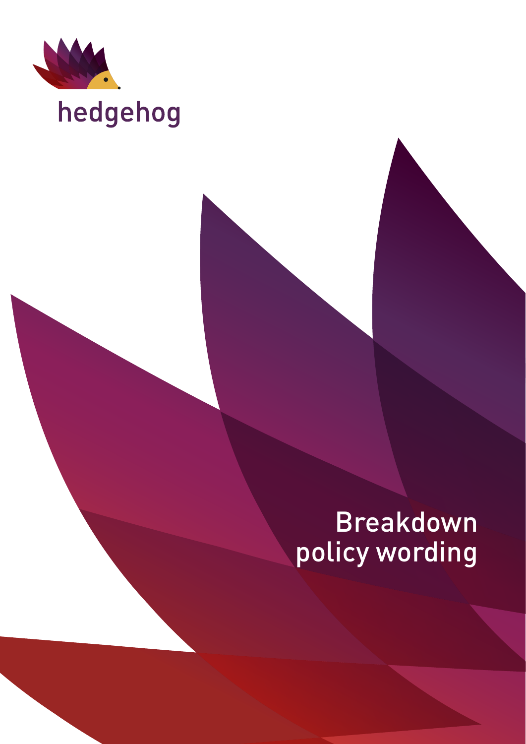hedgehog

# Breakdown policy wording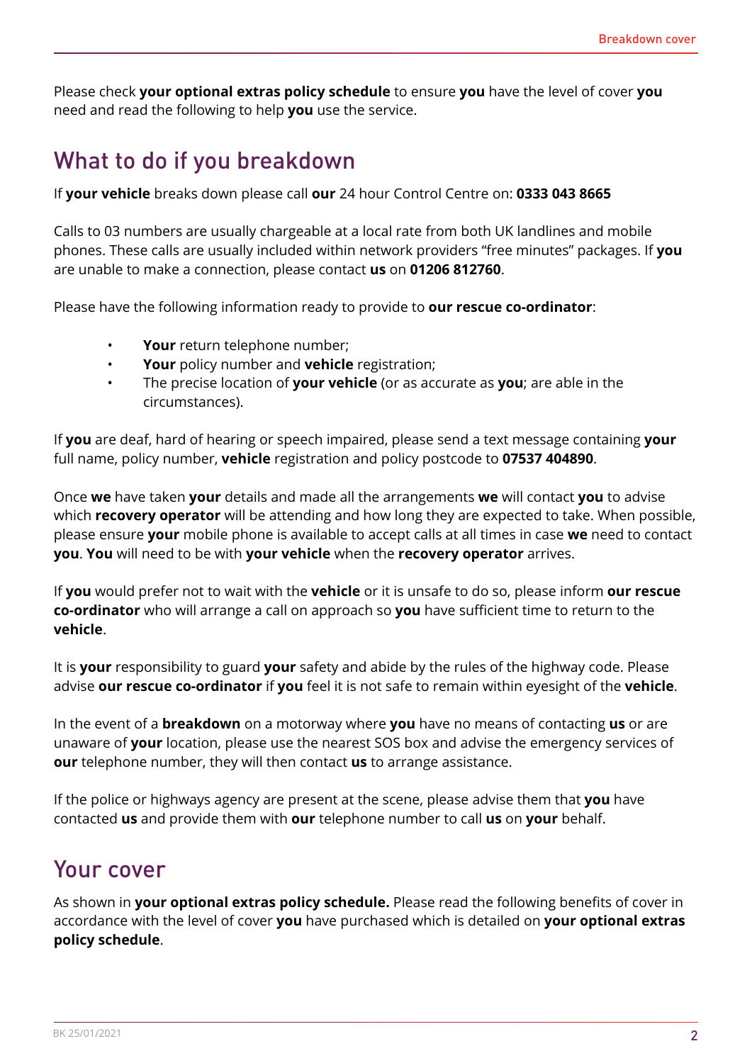Please check **your optional extras policy schedule** to ensure **you** have the level of cover **you** need and read the following to help **you** use the service.

## What to do if you breakdown

If **your vehicle** breaks down please call **our** 24 hour Control Centre on: **0333 043 8665**

Calls to 03 numbers are usually chargeable at a local rate from both UK landlines and mobile phones. These calls are usually included within network providers "free minutes" packages. If **you** are unable to make a connection, please contact **us** on **01206 812760**.

Please have the following information ready to provide to **our rescue co-ordinator**:

- **Your** return telephone number;
- **Your** policy number and **vehicle** registration;
- The precise location of **your vehicle** (or as accurate as **you**; are able in the circumstances).

If **you** are deaf, hard of hearing or speech impaired, please send a text message containing **your** full name, policy number, **vehicle** registration and policy postcode to **07537 404890**.

Once **we** have taken **your** details and made all the arrangements **we** will contact **you** to advise which **recovery operator** will be attending and how long they are expected to take. When possible, please ensure **your** mobile phone is available to accept calls at all times in case **we** need to contact **you**. **You** will need to be with **your vehicle** when the **recovery operator** arrives.

If **you** would prefer not to wait with the **vehicle** or it is unsafe to do so, please inform **our rescue co-ordinator** who will arrange a call on approach so **you** have sufficient time to return to the **vehicle**.

It is **your** responsibility to guard **your** safety and abide by the rules of the highway code. Please advise **our rescue co-ordinator** if **you** feel it is not safe to remain within eyesight of the **vehicle**.

In the event of a **breakdown** on a motorway where **you** have no means of contacting **us** or are unaware of **your** location, please use the nearest SOS box and advise the emergency services of **our** telephone number, they will then contact **us** to arrange assistance.

If the police or highways agency are present at the scene, please advise them that **you** have contacted **us** and provide them with **our** telephone number to call **us** on **your** behalf.

## Your cover

As shown in **your optional extras policy schedule.** Please read the following benefits of cover in accordance with the level of cover **you** have purchased which is detailed on **your optional extras policy schedule**.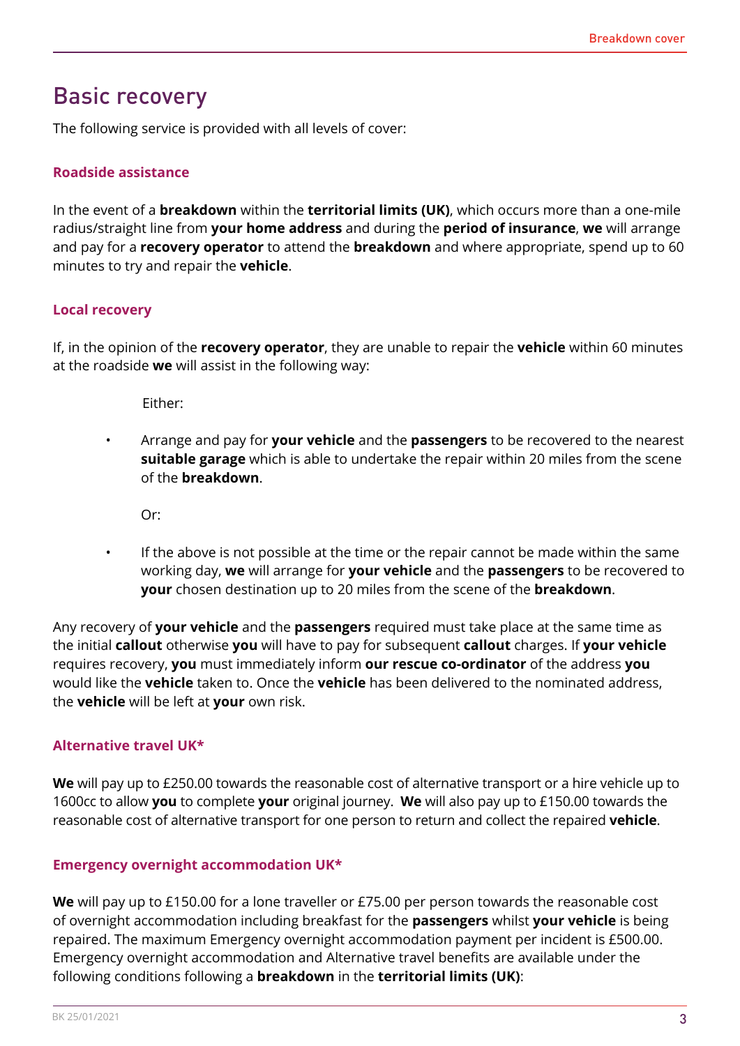## Basic recovery

The following service is provided with all levels of cover:

### Roadside assistance

In the event of a **breakdown** within the **territorial limits (UK)**, which occurs more than a one-mile radius/straight line from **your home address** and during the **period of insurance**, **we** will arrange and pay for a **recovery operator** to attend the **breakdown** and where appropriate, spend up to 60 minutes to try and repair the **vehicle**.

### Local recovery

If, in the opinion of the **recovery operator**, they are unable to repair the **vehicle** within 60 minutes at the roadside **we** will assist in the following way:

Either:

- Arrange and pay for **your vehicle** and the **passengers** to be recovered to the nearest **suitable garage** which is able to undertake the repair within 20 miles from the scene of the **breakdown**.

Or:

- If the above is not possible at the time or the repair cannot be made within the same working day, **we** will arrange for **your vehicle** and the **passengers** to be recovered to **your** chosen destination up to 20 miles from the scene of the **breakdown**.

Any recovery of **your vehicle** and the **passengers** required must take place at the same time as the initial **callout** otherwise **you** will have to pay for subsequent **callout** charges. If **your vehicle** requires recovery, **you** must immediately inform **our rescue co-ordinator** of the address **you** would like the **vehicle** taken to. Once the **vehicle** has been delivered to the nominated address, the **vehicle** will be left at **your** own risk.

### Alternative travel UK*

**We** will pay up to £250.00 towards the reasonable cost of alternative transport or a hire vehicle up to 1600cc to allow **you** to complete **your** original journey. **We** will also pay up to £150.00 towards the reasonable cost of alternative transport for one person to return and collect the repaired **vehicle**.

### Emergency overnight accommodation UK*

**We** will pay up to £150.00 for a lone traveller or £75.00 per person towards the reasonable cost of overnight accommodation including breakfast for the **passengers** whilst **your vehicle** is being repaired. The maximum Emergency overnight accommodation payment per incident is £500.00. Emergency overnight accommodation and Alternative travel benefits are available under the following conditions following a **breakdown** in the **territorial limits (UK)**: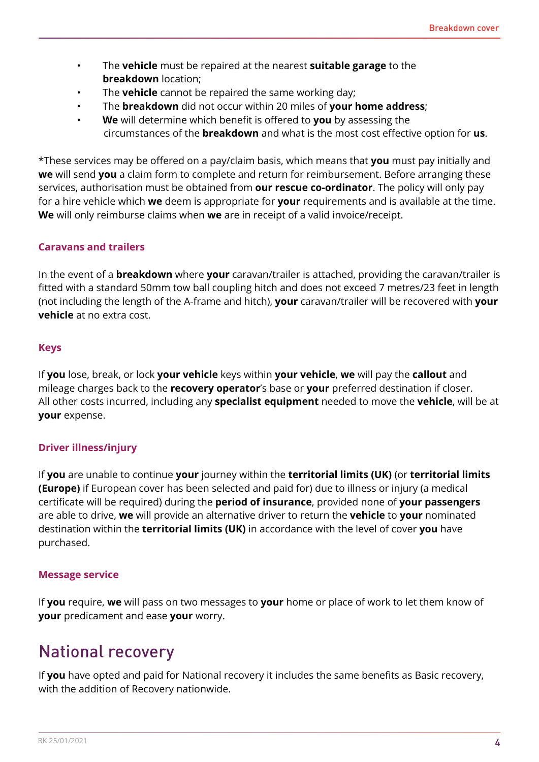- The **vehicle** must be repaired at the nearest **suitable garage** to the **breakdown** location;
- The **vehicle** cannot be repaired the same working day;
- The **breakdown** did not occur within 20 miles of **your home address**;
- **We** will determine which benefit is offered to **you** by assessing the circumstances of the **breakdown** and what is the most cost effective option for **us**.

*These services may be offered on a pay/claim basis, which means that **you** must pay initially and **we** will send **you** a claim form to complete and return for reimbursement. Before arranging these services, authorisation must be obtained from **our rescue co-ordinator**. The policy will only pay for a hire vehicle which **we** deem is appropriate for **your** requirements and is available at the time. **We** will only reimburse claims when **we** are in receipt of a valid invoice/receipt.

### Caravans and trailers

In the event of a **breakdown** where **your** caravan/trailer is attached, providing the caravan/trailer is fitted with a standard 50mm tow ball coupling hitch and does not exceed 7 metres/23 feet in length (not including the length of the A-frame and hitch), **your** caravan/trailer will be recovered with **your vehicle** at no extra cost.

### Keys

If **you** lose, break, or lock **your vehicle** keys within **your vehicle**, **we** will pay the **callout** and mileage charges back to the **recovery operator**'s base or **your** preferred destination if closer. All other costs incurred, including any **specialist equipment** needed to move the **vehicle**, will be at **your** expense.

### Driver illness/injury

If **you** are unable to continue **your** journey within the **territorial limits (UK)** (or **territorial limits (Europe)** if European cover has been selected and paid for) due to illness or injury (a medical certificate will be required) during the **period of insurance**, provided none of **your passengers** are able to drive, **we** will provide an alternative driver to return the **vehicle** to **your** nominated destination within the **territorial limits (UK)** in accordance with the level of cover **you** have purchased.

### Message service

If **you** require, **we** will pass on two messages to **your** home or place of work to let them know of **your** predicament and ease **your** worry.

## National recovery

If **you** have opted and paid for National recovery it includes the same benefits as Basic recovery, with the addition of Recovery nationwide.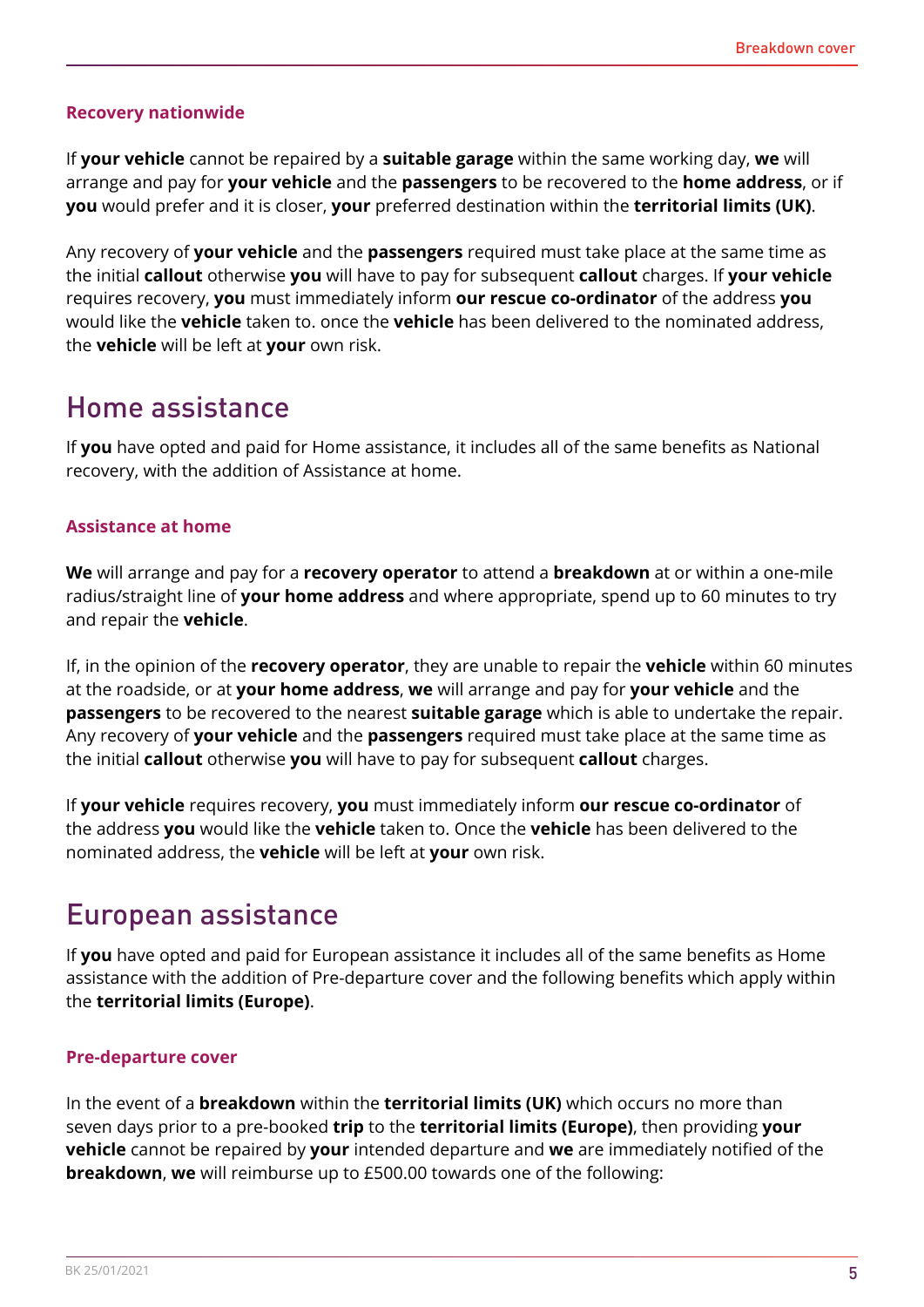### Recovery nationwide

If **your vehicle** cannot be repaired by a **suitable garage** within the same working day, **we** will arrange and pay for **your vehicle** and the **passengers** to be recovered to the **home address**, or if **you** would prefer and it is closer, **your** preferred destination within the **territorial limits (UK)**.

Any recovery of **your vehicle** and the **passengers** required must take place at the same time as the initial **callout** otherwise **you** will have to pay for subsequent **callout** charges. If **your vehicle** requires recovery, **you** must immediately inform **our rescue co-ordinator** of the address **you** would like the **vehicle** taken to. once the **vehicle** has been delivered to the nominated address, the **vehicle** will be left at **your** own risk.

## Home assistance

If **you** have opted and paid for Home assistance, it includes all of the same benefits as National recovery, with the addition of Assistance at home.

### Assistance at home

**We** will arrange and pay for a **recovery operator** to attend a **breakdown** at or within a one-mile radius/straight line of **your home address** and where appropriate, spend up to 60 minutes to try and repair the **vehicle**.

If, in the opinion of the **recovery operator**, they are unable to repair the **vehicle** within 60 minutes at the roadside, or at **your home address**, **we** will arrange and pay for **your vehicle** and the **passengers** to be recovered to the nearest **suitable garage** which is able to undertake the repair. Any recovery of **your vehicle** and the **passengers** required must take place at the same time as the initial **callout** otherwise **you** will have to pay for subsequent **callout** charges.

If **your vehicle** requires recovery, **you** must immediately inform **our rescue co-ordinator** of the address **you** would like the **vehicle** taken to. Once the **vehicle** has been delivered to the nominated address, the **vehicle** will be left at **your** own risk.

## European assistance

If **you** have opted and paid for European assistance it includes all of the same benefits as Home assistance with the addition of Pre-departure cover and the following benefits which apply within the **territorial limits (Europe)**.

### Pre-departure cover

In the event of a **breakdown** within the **territorial limits (UK)** which occurs no more than seven days prior to a pre-booked **trip** to the **territorial limits (Europe)**, then providing **your vehicle** cannot be repaired by **your** intended departure and **we** are immediately notified of the **breakdown**, **we** will reimburse up to £500.00 towards one of the following: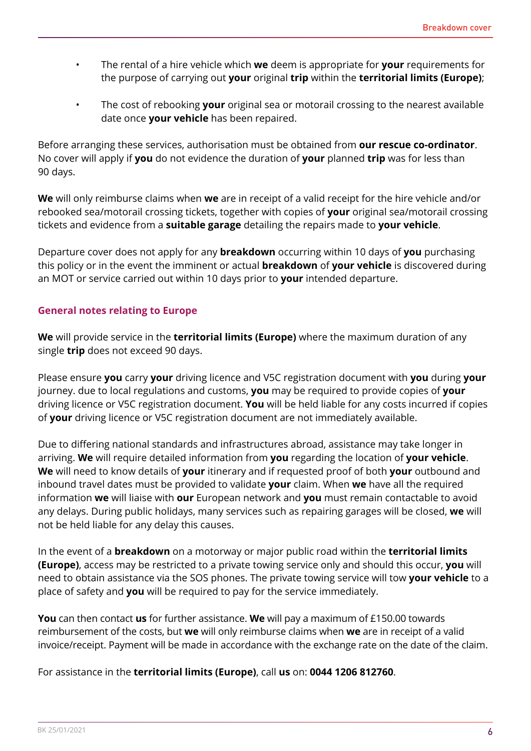- The rental of a hire vehicle which **we** deem is appropriate for **your** requirements for the purpose of carrying out **your** original **trip** within the **territorial limits (Europe)**;
- The cost of rebooking **your** original sea or motorail crossing to the nearest available date once **your vehicle** has been repaired.

Before arranging these services, authorisation must be obtained from **our rescue co-ordinator**. No cover will apply if **you** do not evidence the duration of **your** planned **trip** was for less than 90 days.

**We** will only reimburse claims when **we** are in receipt of a valid receipt for the hire vehicle and/or rebooked sea/motorail crossing tickets, together with copies of **your** original sea/motorail crossing tickets and evidence from a **suitable garage** detailing the repairs made to **your vehicle**.

Departure cover does not apply for any **breakdown** occurring within 10 days of **you** purchasing this policy or in the event the imminent or actual **breakdown** of **your vehicle** is discovered during an MOT or service carried out within 10 days prior to **your** intended departure.

### General notes relating to Europe

**We** will provide service in the **territorial limits (Europe)** where the maximum duration of any single **trip** does not exceed 90 days.

Please ensure **you** carry **your** driving licence and V5C registration document with **you** during **your** journey. due to local regulations and customs, **you** may be required to provide copies of **your** driving licence or V5C registration document. **You** will be held liable for any costs incurred if copies of **your** driving licence or V5C registration document are not immediately available.

Due to differing national standards and infrastructures abroad, assistance may take longer in arriving. **We** will require detailed information from **you** regarding the location of **your vehicle**. **We** will need to know details of **your** itinerary and if requested proof of both **your** outbound and inbound travel dates must be provided to validate **your** claim. When **we** have all the required information **we** will liaise with **our** European network and **you** must remain contactable to avoid any delays. During public holidays, many services such as repairing garages will be closed, **we** will not be held liable for any delay this causes.

In the event of a **breakdown** on a motorway or major public road within the **territorial limits (Europe)**, access may be restricted to a private towing service only and should this occur, **you** will need to obtain assistance via the SOS phones. The private towing service will tow **your vehicle** to a place of safety and **you** will be required to pay for the service immediately.

**You** can then contact **us** for further assistance. **We** will pay a maximum of £150.00 towards reimbursement of the costs, but **we** will only reimburse claims when **we** are in receipt of a valid invoice/receipt. Payment will be made in accordance with the exchange rate on the date of the claim.

For assistance in the **territorial limits (Europe)**, call **us** on: **0044 1206 812760**.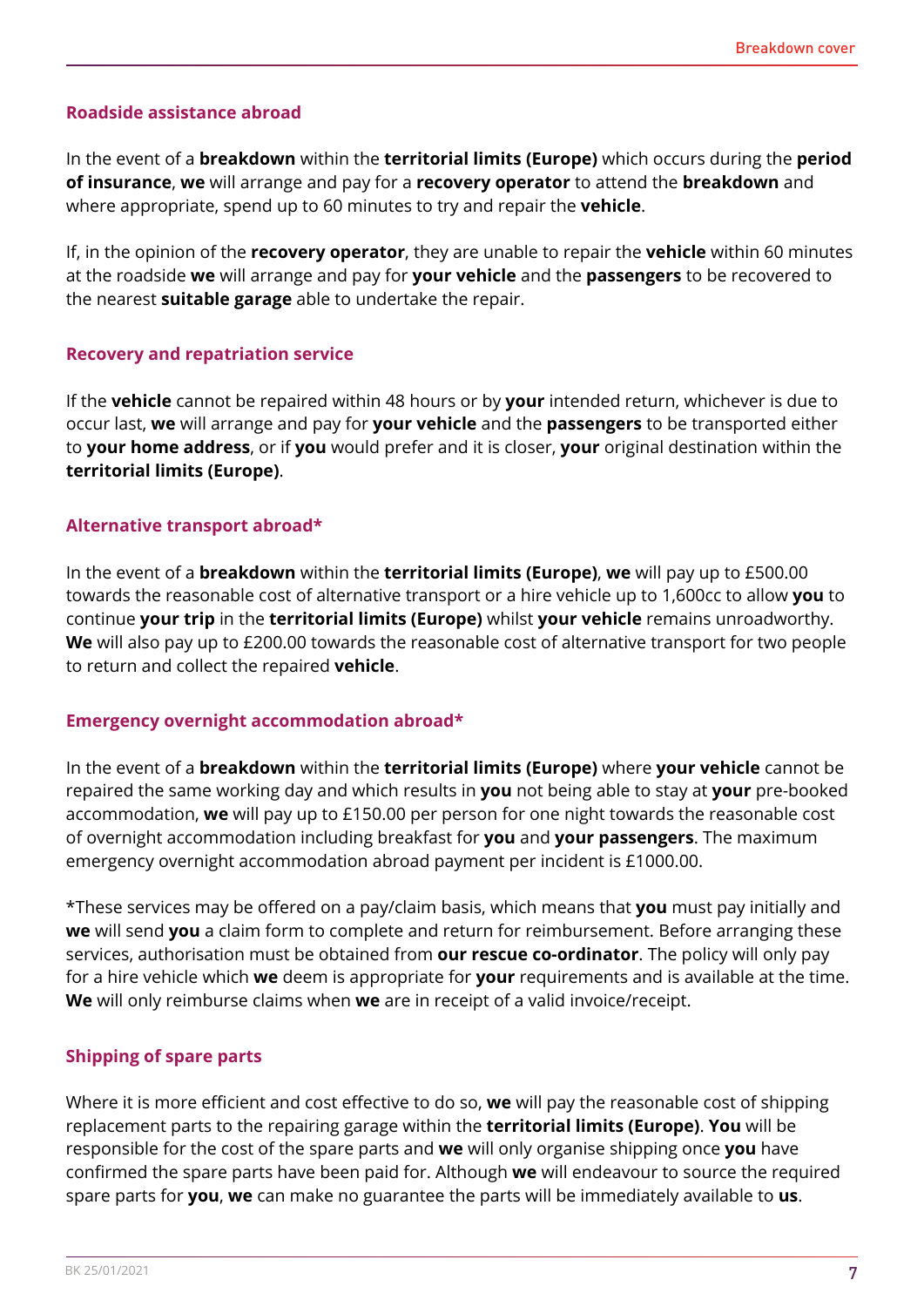### Roadside assistance abroad

In the event of a **breakdown** within the **territorial limits (Europe)** which occurs during the **period of insurance**, **we** will arrange and pay for a **recovery operator** to attend the **breakdown** and where appropriate, spend up to 60 minutes to try and repair the **vehicle**.

If, in the opinion of the **recovery operator**, they are unable to repair the **vehicle** within 60 minutes at the roadside **we** will arrange and pay for **your vehicle** and the **passengers** to be recovered to the nearest **suitable garage** able to undertake the repair.

### Recovery and repatriation service

If the **vehicle** cannot be repaired within 48 hours or by **your** intended return, whichever is due to occur last, **we** will arrange and pay for **your vehicle** and the **passengers** to be transported either to **your home address**, or if **you** would prefer and it is closer, **your** original destination within the **territorial limits (Europe)**.

### Alternative transport abroad*

In the event of a **breakdown** within the **territorial limits (Europe)**, **we** will pay up to £500.00 towards the reasonable cost of alternative transport or a hire vehicle up to 1,600cc to allow **you** to continue **your trip** in the **territorial limits (Europe)** whilst **your vehicle** remains unroadworthy. **We** will also pay up to £200.00 towards the reasonable cost of alternative transport for two people to return and collect the repaired **vehicle**.

### Emergency overnight accommodation abroad*

In the event of a **breakdown** within the **territorial limits (Europe)** where **your vehicle** cannot be repaired the same working day and which results in **you** not being able to stay at **your** pre-booked accommodation, **we** will pay up to £150.00 per person for one night towards the reasonable cost of overnight accommodation including breakfast for **you** and **your passengers**. The maximum emergency overnight accommodation abroad payment per incident is £1000.00.

*These services may be offered on a pay/claim basis, which means that **you** must pay initially and **we** will send **you** a claim form to complete and return for reimbursement. Before arranging these services, authorisation must be obtained from **our rescue co-ordinator**. The policy will only pay for a hire vehicle which **we** deem is appropriate for **your** requirements and is available at the time. **We** will only reimburse claims when **we** are in receipt of a valid invoice/receipt.

### Shipping of spare parts

Where it is more efficient and cost effective to do so, **we** will pay the reasonable cost of shipping replacement parts to the repairing garage within the **territorial limits (Europe)**. **You** will be responsible for the cost of the spare parts and **we** will only organise shipping once **you** have confirmed the spare parts have been paid for. Although **we** will endeavour to source the required spare parts for **you**, **we** can make no guarantee the parts will be immediately available to **us**.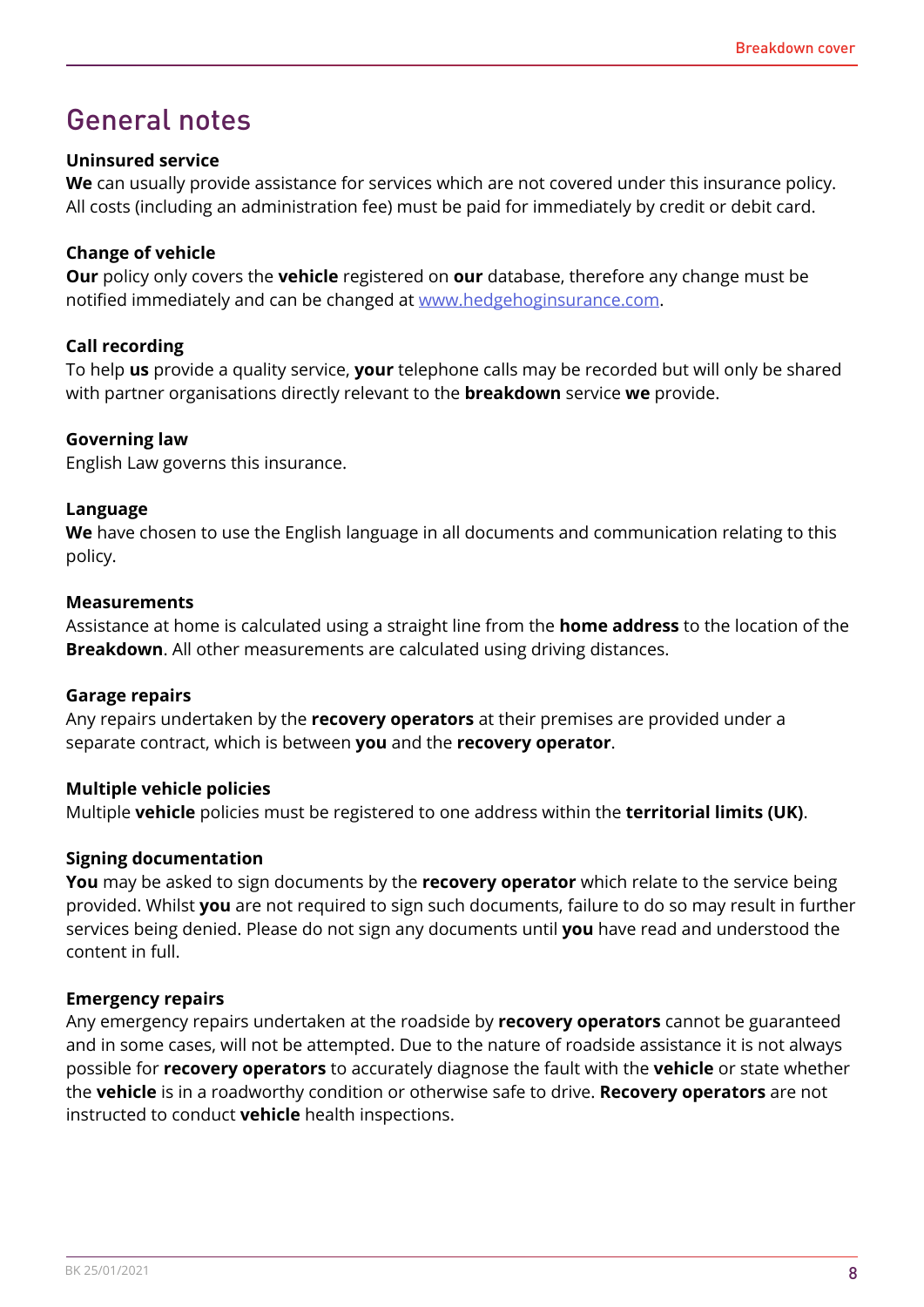# General notes

**Uninsured service**

**We** can usually provide assistance for services which are not covered under this insurance policy. All costs (including an administration fee) must be paid for immediately by credit or debit card.

**Change of vehicle**

**Our** policy only covers the **vehicle** registered on **our** database, therefore any change must be notified immediately and can be changed at [www.hedgehoginsurance.com](http://www.hedgehoginsurance.com).

**Call recording**

To help **us** provide a quality service, **your** telephone calls may be recorded but will only be shared with partner organisations directly relevant to the **breakdown** service **we** provide.

**Governing law**

English Law governs this insurance.

**Language**

**We** have chosen to use the English language in all documents and communication relating to this policy.

**Measurements**

Assistance at home is calculated using a straight line from the **home address** to the location of the **Breakdown**. All other measurements are calculated using driving distances.

**Garage repairs**

Any repairs undertaken by the **recovery operators** at their premises are provided under a separate contract, which is between **you** and the **recovery operator**.

**Multiple vehicle policies**

Multiple **vehicle** policies must be registered to one address within the **territorial limits (UK)**.

**Signing documentation**

**You** may be asked to sign documents by the **recovery operator** which relate to the service being provided. Whilst **you** are not required to sign such documents, failure to do so may result in further services being denied. Please do not sign any documents until **you** have read and understood the content in full.

**Emergency repairs**

Any emergency repairs undertaken at the roadside by **recovery operators** cannot be guaranteed and in some cases, will not be attempted. Due to the nature of roadside assistance it is not always possible for **recovery operators** to accurately diagnose the fault with the **vehicle** or state whether the **vehicle** is in a roadworthy condition or otherwise safe to drive. **Recovery operators** are not instructed to conduct **vehicle** health inspections.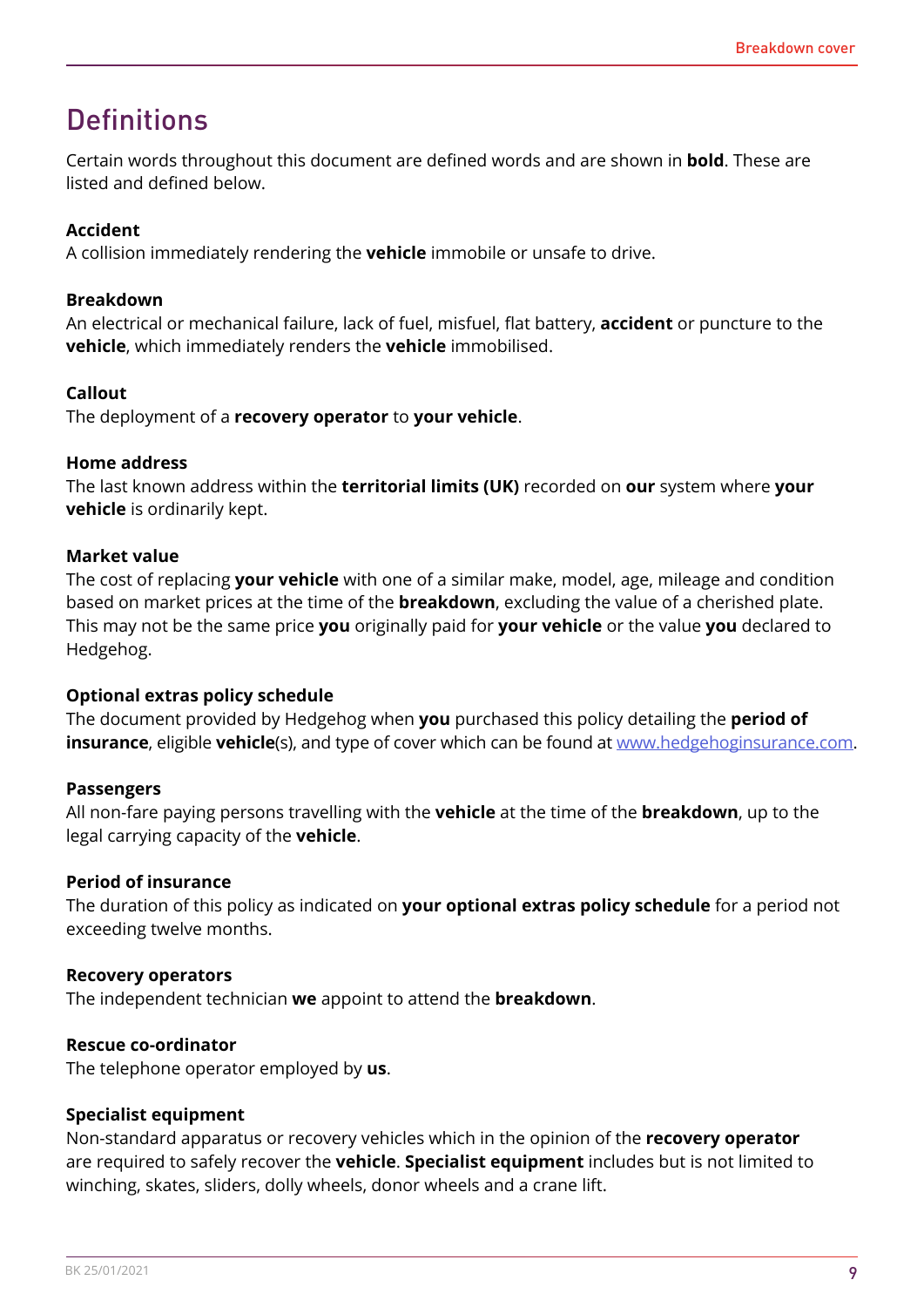# Definitions

Certain words throughout this document are defined words and are shown in **bold**. These are listed and defined below.

**Accident**
A collision immediately rendering the **vehicle** immobile or unsafe to drive.

**Breakdown**
An electrical or mechanical failure, lack of fuel, misfuel, flat battery, **accident** or puncture to the **vehicle**, which immediately renders the **vehicle** immobilised.

**Callout**
The deployment of a **recovery operator** to **your vehicle**.

**Home address**
The last known address within the **territorial limits (UK)** recorded on **our** system where **your vehicle** is ordinarily kept.

**Market value**
The cost of replacing **your vehicle** with one of a similar make, model, age, mileage and condition based on market prices at the time of the **breakdown**, excluding the value of a cherished plate. This may not be the same price **you** originally paid for **your vehicle** or the value **you** declared to Hedgehog.

**Optional extras policy schedule**
The document provided by Hedgehog when **you** purchased this policy detailing the **period of insurance**, eligible **vehicle**(s), and type of cover which can be found at www.hedgehoginsurance.com.

**Passengers**
All non-fare paying persons travelling with the **vehicle** at the time of the **breakdown**, up to the legal carrying capacity of the **vehicle**.

**Period of insurance**
The duration of this policy as indicated on **your optional extras policy schedule** for a period not exceeding twelve months.

**Recovery operators**
The independent technician **we** appoint to attend the **breakdown**.

**Rescue co-ordinator**
The telephone operator employed by **us**.

**Specialist equipment**
Non-standard apparatus or recovery vehicles which in the opinion of the **recovery operator** are required to safely recover the **vehicle**. **Specialist equipment** includes but is not limited to winching, skates, sliders, dolly wheels, donor wheels and a crane lift.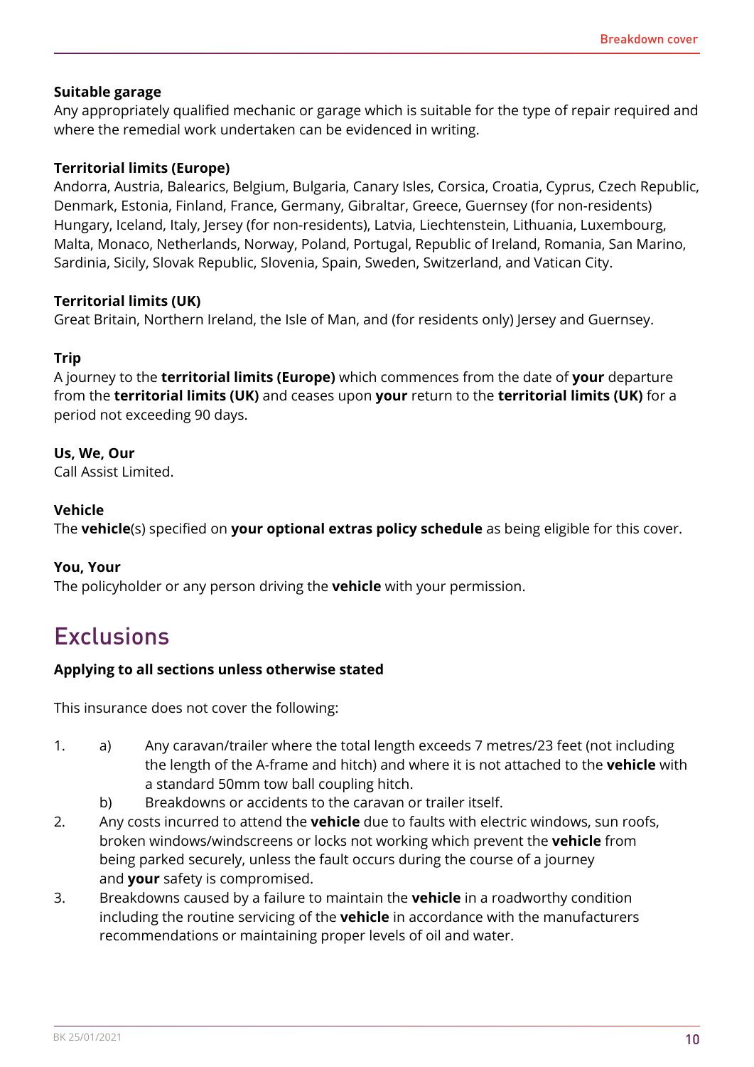**Suitable garage**

Any appropriately qualified mechanic or garage which is suitable for the type of repair required and where the remedial work undertaken can be evidenced in writing.

**Territorial limits (Europe)**

Andorra, Austria, Balearics, Belgium, Bulgaria, Canary Isles, Corsica, Croatia, Cyprus, Czech Republic, Denmark, Estonia, Finland, France, Germany, Gibraltar, Greece, Guernsey (for non-residents) Hungary, Iceland, Italy, Jersey (for non-residents), Latvia, Liechtenstein, Lithuania, Luxembourg, Malta, Monaco, Netherlands, Norway, Poland, Portugal, Republic of Ireland, Romania, San Marino, Sardinia, Sicily, Slovak Republic, Slovenia, Spain, Sweden, Switzerland, and Vatican City.

**Territorial limits (UK)**

Great Britain, Northern Ireland, the Isle of Man, and (for residents only) Jersey and Guernsey.

**Trip**

A journey to the **territorial limits (Europe)** which commences from the date of **your** departure from the **territorial limits (UK)** and ceases upon **your** return to the **territorial limits (UK)** for a period not exceeding 90 days.

**Us, We, Our**

Call Assist Limited.

**Vehicle**

The **vehicle**(s) specified on **your optional extras policy schedule** as being eligible for this cover.

**You, Your**

The policyholder or any person driving the **vehicle** with your permission.

# Exclusions

**Applying to all sections unless otherwise stated**

This insurance does not cover the following:

1. a) Any caravan/trailer where the total length exceeds 7 metres/23 feet (not including the length of the A-frame and hitch) and where it is not attached to the **vehicle** with a standard 50mm tow ball coupling hitch.
   b) Breakdowns or accidents to the caravan or trailer itself.
2. Any costs incurred to attend the **vehicle** due to faults with electric windows, sun roofs, broken windows/windscreens or locks not working which prevent the **vehicle** from being parked securely, unless the fault occurs during the course of a journey and **your** safety is compromised.
3. Breakdowns caused by a failure to maintain the **vehicle** in a roadworthy condition including the routine servicing of the **vehicle** in accordance with the manufacturers recommendations or maintaining proper levels of oil and water.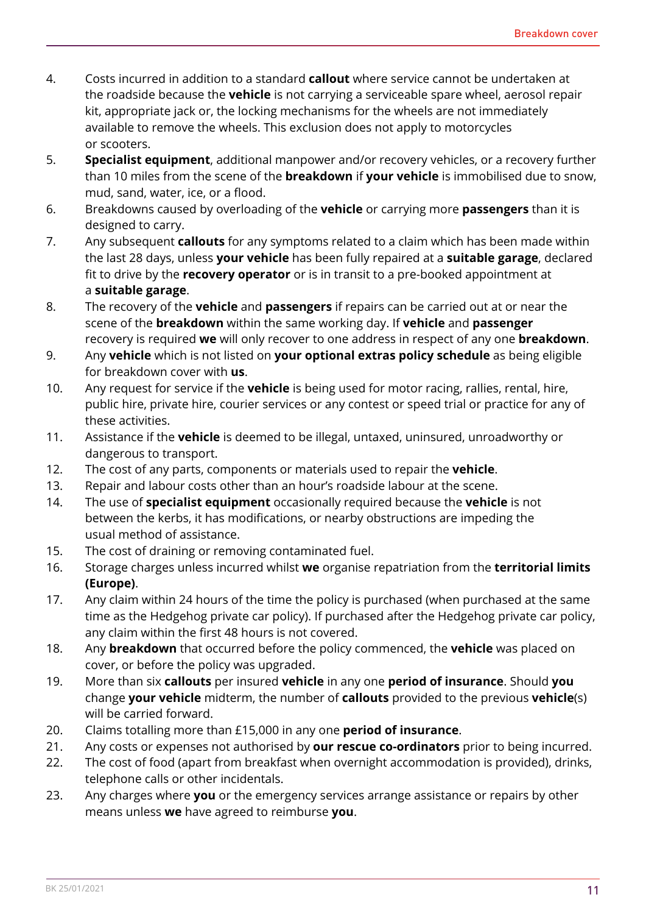4. Costs incurred in addition to a standard **callout** where service cannot be undertaken at the roadside because the **vehicle** is not carrying a serviceable spare wheel, aerosol repair kit, appropriate jack or, the locking mechanisms for the wheels are not immediately available to remove the wheels. This exclusion does not apply to motorcycles or scooters.
5. **Specialist equipment**, additional manpower and/or recovery vehicles, or a recovery further than 10 miles from the scene of the **breakdown** if **your vehicle** is immobilised due to snow, mud, sand, water, ice, or a flood.
6. Breakdowns caused by overloading of the **vehicle** or carrying more **passengers** than it is designed to carry.
7. Any subsequent **callouts** for any symptoms related to a claim which has been made within the last 28 days, unless **your vehicle** has been fully repaired at a **suitable garage**, declared fit to drive by the **recovery operator** or is in transit to a pre-booked appointment at a **suitable garage**.
8. The recovery of the **vehicle** and **passengers** if repairs can be carried out at or near the scene of the **breakdown** within the same working day. If **vehicle** and **passenger** recovery is required **we** will only recover to one address in respect of any one **breakdown**.
9. Any **vehicle** which is not listed on **your optional extras policy schedule** as being eligible for breakdown cover with **us**.
10. Any request for service if the **vehicle** is being used for motor racing, rallies, rental, hire, public hire, private hire, courier services or any contest or speed trial or practice for any of these activities.
11. Assistance if the **vehicle** is deemed to be illegal, untaxed, uninsured, unroadworthy or dangerous to transport.
12. The cost of any parts, components or materials used to repair the **vehicle**.
13. Repair and labour costs other than an hour's roadside labour at the scene.
14. The use of **specialist equipment** occasionally required because the **vehicle** is not between the kerbs, it has modifications, or nearby obstructions are impeding the usual method of assistance.
15. The cost of draining or removing contaminated fuel.
16. Storage charges unless incurred whilst **we** organise repatriation from the **territorial limits (Europe)**.
17. Any claim within 24 hours of the time the policy is purchased (when purchased at the same time as the Hedgehog private car policy). If purchased after the Hedgehog private car policy, any claim within the first 48 hours is not covered.
18. Any **breakdown** that occurred before the policy commenced, the **vehicle** was placed on cover, or before the policy was upgraded.
19. More than six **callouts** per insured **vehicle** in any one **period of insurance**. Should **you** change **your vehicle** midterm, the number of **callouts** provided to the previous **vehicle**(s) will be carried forward.
20. Claims totalling more than £15,000 in any one **period of insurance**.
21. Any costs or expenses not authorised by **our rescue co-ordinators** prior to being incurred.
22. The cost of food (apart from breakfast when overnight accommodation is provided), drinks, telephone calls or other incidentals.
23. Any charges where **you** or the emergency services arrange assistance or repairs by other means unless **we** have agreed to reimburse **you**.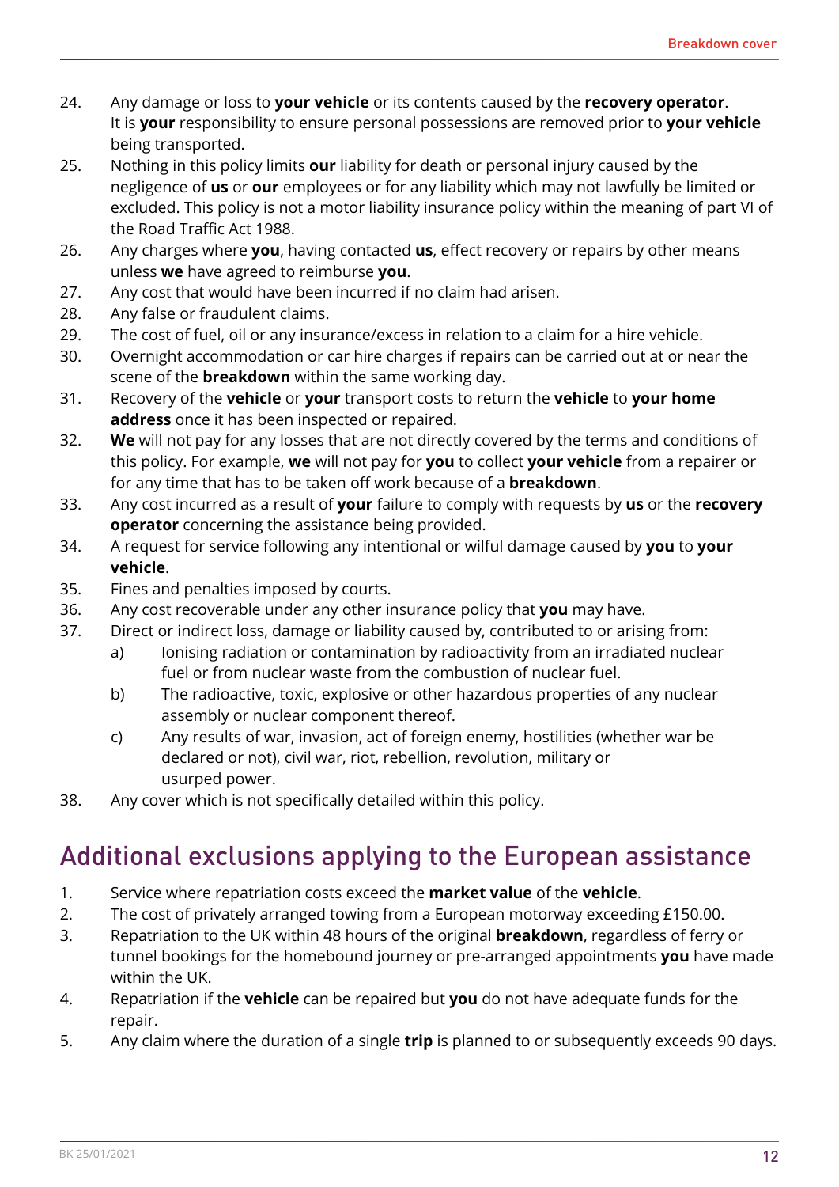24. Any damage or loss to **your vehicle** or its contents caused by the **recovery operator**. It is **your** responsibility to ensure personal possessions are removed prior to **your vehicle** being transported.
25. Nothing in this policy limits **our** liability for death or personal injury caused by the negligence of **us** or **our** employees or for any liability which may not lawfully be limited or excluded. This policy is not a motor liability insurance policy within the meaning of part VI of the Road Traffic Act 1988.
26. Any charges where **you**, having contacted **us**, effect recovery or repairs by other means unless **we** have agreed to reimburse **you**.
27. Any cost that would have been incurred if no claim had arisen.
28. Any false or fraudulent claims.
29. The cost of fuel, oil or any insurance/excess in relation to a claim for a hire vehicle.
30. Overnight accommodation or car hire charges if repairs can be carried out at or near the scene of the **breakdown** within the same working day.
31. Recovery of the **vehicle** or **your** transport costs to return the **vehicle** to **your home address** once it has been inspected or repaired.
32. **We** will not pay for any losses that are not directly covered by the terms and conditions of this policy. For example, **we** will not pay for **you** to collect **your vehicle** from a repairer or for any time that has to be taken off work because of a **breakdown**.
33. Any cost incurred as a result of **your** failure to comply with requests by **us** or the **recovery operator** concerning the assistance being provided.
34. A request for service following any intentional or wilful damage caused by **you** to **your vehicle**.
35. Fines and penalties imposed by courts.
36. Any cost recoverable under any other insurance policy that **you** may have.
37. Direct or indirect loss, damage or liability caused by, contributed to or arising from:
    a) Ionising radiation or contamination by radioactivity from an irradiated nuclear fuel or from nuclear waste from the combustion of nuclear fuel.
    b) The radioactive, toxic, explosive or other hazardous properties of any nuclear assembly or nuclear component thereof.
    c) Any results of war, invasion, act of foreign enemy, hostilities (whether war be declared or not), civil war, riot, rebellion, revolution, military or usurped power.
38. Any cover which is not specifically detailed within this policy.

## Additional exclusions applying to the European assistance

1. Service where repatriation costs exceed the **market value** of the **vehicle**.
2. The cost of privately arranged towing from a European motorway exceeding £150.00.
3. Repatriation to the UK within 48 hours of the original **breakdown**, regardless of ferry or tunnel bookings for the homebound journey or pre-arranged appointments **you** have made within the UK.
4. Repatriation if the **vehicle** can be repaired but **you** do not have adequate funds for the repair.
5. Any claim where the duration of a single **trip** is planned to or subsequently exceeds 90 days.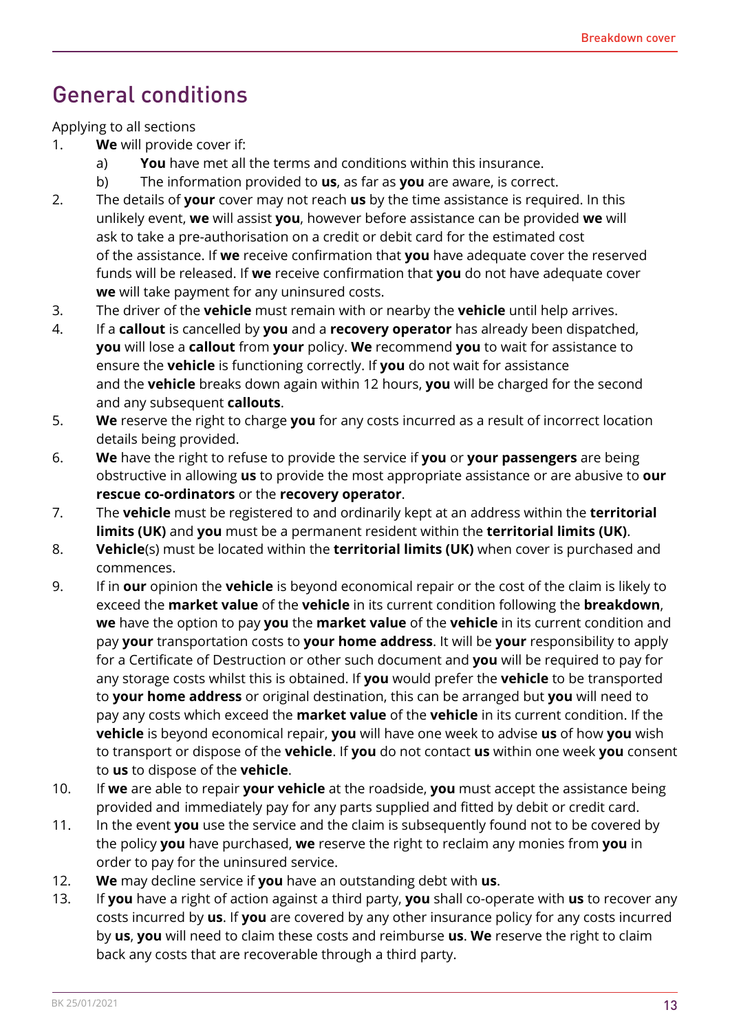## General conditions

Applying to all sections

1. **We** will provide cover if:
    a) **You** have met all the terms and conditions within this insurance.
    b) The information provided to **us**, as far as **you** are aware, is correct.
2. The details of **your** cover may not reach **us** by the time assistance is required. In this unlikely event, **we** will assist **you**, however before assistance can be provided **we** will ask to take a pre-authorisation on a credit or debit card for the estimated cost of the assistance. If **we** receive confirmation that **you** have adequate cover the reserved funds will be released. If **we** receive confirmation that **you** do not have adequate cover **we** will take payment for any uninsured costs.
3. The driver of the **vehicle** must remain with or nearby the **vehicle** until help arrives.
4. If a **callout** is cancelled by **you** and a **recovery operator** has already been dispatched, **you** will lose a **callout** from **your** policy. **We** recommend **you** to wait for assistance to ensure the **vehicle** is functioning correctly. If **you** do not wait for assistance and the **vehicle** breaks down again within 12 hours, **you** will be charged for the second and any subsequent **callouts**.
5. **We** reserve the right to charge **you** for any costs incurred as a result of incorrect location details being provided.
6. **We** have the right to refuse to provide the service if **you** or **your passengers** are being obstructive in allowing **us** to provide the most appropriate assistance or are abusive to **our rescue co-ordinators** or the **recovery operator**.
7. The **vehicle** must be registered to and ordinarily kept at an address within the **territorial limits (UK)** and **you** must be a permanent resident within the **territorial limits (UK)**.
8. **Vehicle**(s) must be located within the **territorial limits (UK)** when cover is purchased and commences.
9. If in **our** opinion the **vehicle** is beyond economical repair or the cost of the claim is likely to exceed the **market value** of the **vehicle** in its current condition following the **breakdown**, **we** have the option to pay **you** the **market value** of the **vehicle** in its current condition and pay **your** transportation costs to **your home address**. It will be **your** responsibility to apply for a Certificate of Destruction or other such document and **you** will be required to pay for any storage costs whilst this is obtained. If **you** would prefer the **vehicle** to be transported to **your home address** or original destination, this can be arranged but **you** will need to pay any costs which exceed the **market value** of the **vehicle** in its current condition. If the **vehicle** is beyond economical repair, **you** will have one week to advise **us** of how **you** wish to transport or dispose of the **vehicle**. If **you** do not contact **us** within one week **you** consent to **us** to dispose of the **vehicle**.
10. If **we** are able to repair **your vehicle** at the roadside, **you** must accept the assistance being provided and immediately pay for any parts supplied and fitted by debit or credit card.
11. In the event **you** use the service and the claim is subsequently found not to be covered by the policy **you** have purchased, **we** reserve the right to reclaim any monies from **you** in order to pay for the uninsured service.
12. **We** may decline service if **you** have an outstanding debt with **us**.
13. If **you** have a right of action against a third party, **you** shall co-operate with **us** to recover any costs incurred by **us**. If **you** are covered by any other insurance policy for any costs incurred by **us**, **you** will need to claim these costs and reimburse **us**. **We** reserve the right to claim back any costs that are recoverable through a third party.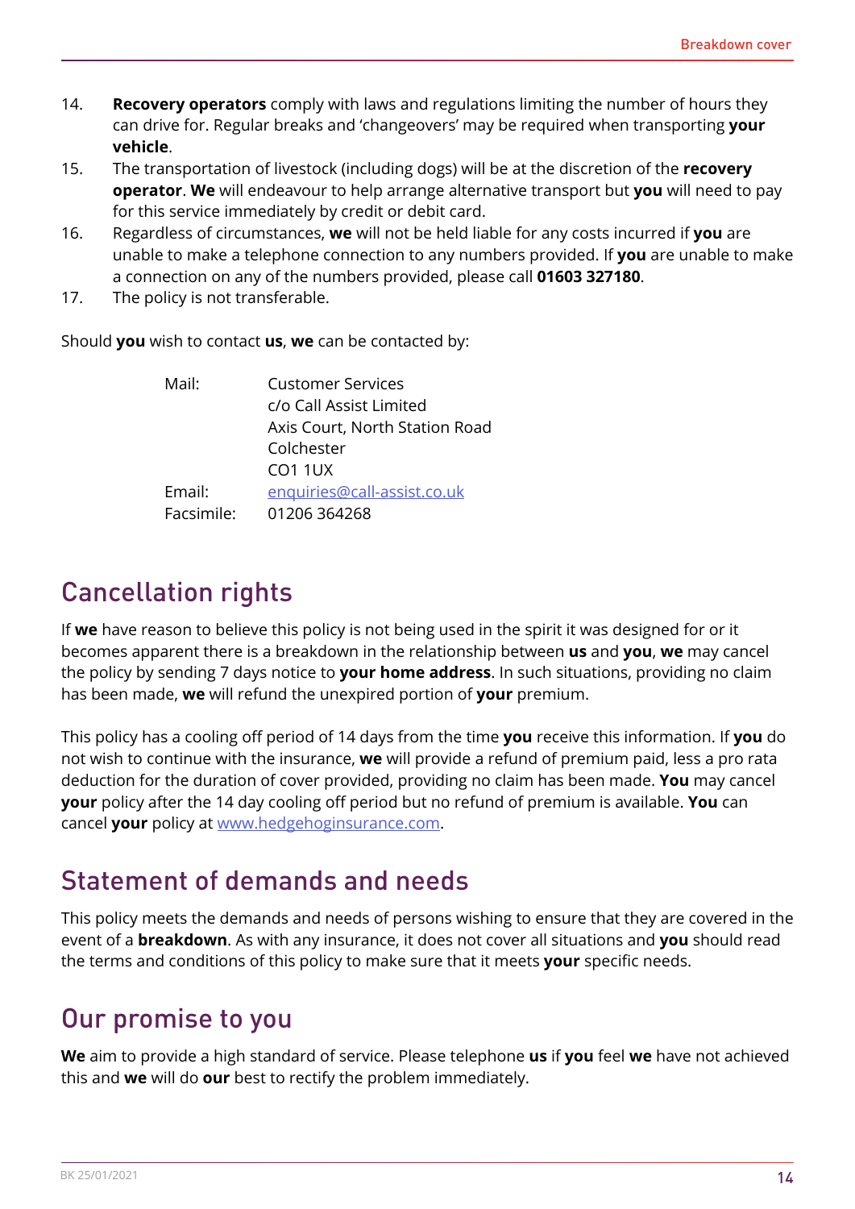14. **Recovery operators** comply with laws and regulations limiting the number of hours they can drive for. Regular breaks and 'changeovers' may be required when transporting **your vehicle**.
15. The transportation of livestock (including dogs) will be at the discretion of the **recovery operator**. **We** will endeavour to help arrange alternative transport but **you** will need to pay for this service immediately by credit or debit card.
16. Regardless of circumstances, **we** will not be held liable for any costs incurred if **you** are unable to make a telephone connection to any numbers provided. If **you** are unable to make a connection on any of the numbers provided, please call **01603 327180**.
17. The policy is not transferable.

Should **you** wish to contact **us**, **we** can be contacted by:

| | |
|---|---|
| Mail: | Customer Services<br>c/o Call Assist Limited<br>Axis Court, North Station Road<br>Colchester<br>CO1 1UX |
| Email: | enquiries@call-assist.co.uk |
| Facsimile: | 01206 364268 |

## Cancellation rights

If **we** have reason to believe this policy is not being used in the spirit it was designed for or it becomes apparent there is a breakdown in the relationship between **us** and **you**, **we** may cancel the policy by sending 7 days notice to **your home address**. In such situations, providing no claim has been made, **we** will refund the unexpired portion of **your** premium.

This policy has a cooling off period of 14 days from the time **you** receive this information. If **you** do not wish to continue with the insurance, **we** will provide a refund of premium paid, less a pro rata deduction for the duration of cover provided, providing no claim has been made. **You** may cancel **your** policy after the 14 day cooling off period but no refund of premium is available. **You** can cancel **your** policy at www.hedgehoginsurance.com.

## Statement of demands and needs

This policy meets the demands and needs of persons wishing to ensure that they are covered in the event of a **breakdown**. As with any insurance, it does not cover all situations and **you** should read the terms and conditions of this policy to make sure that it meets **your** specific needs.

## Our promise to you

**We** aim to provide a high standard of service. Please telephone **us** if **you** feel **we** have not achieved this and **we** will do **our** best to rectify the problem immediately.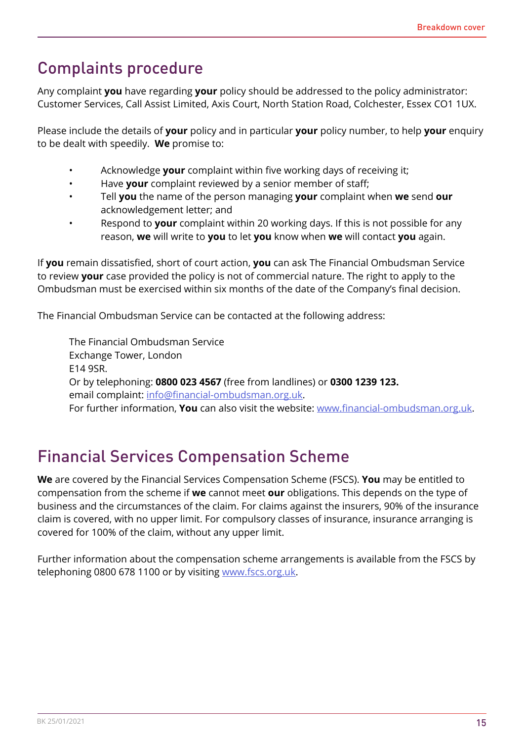## Complaints procedure

Any complaint **you** have regarding **your** policy should be addressed to the policy administrator: Customer Services, Call Assist Limited, Axis Court, North Station Road, Colchester, Essex CO1 1UX.

Please include the details of **your** policy and in particular **your** policy number, to help **your** enquiry to be dealt with speedily. **We** promise to:

- Acknowledge **your** complaint within five working days of receiving it;
- Have **your** complaint reviewed by a senior member of staff;
- Tell **you** the name of the person managing **your** complaint when **we** send **our** acknowledgement letter; and
- Respond to **your** complaint within 20 working days. If this is not possible for any reason, **we** will write to **you** to let **you** know when **we** will contact **you** again.

If **you** remain dissatisfied, short of court action, **you** can ask The Financial Ombudsman Service to review **your** case provided the policy is not of commercial nature. The right to apply to the Ombudsman must be exercised within six months of the date of the Company's final decision.

The Financial Ombudsman Service can be contacted at the following address:

The Financial Ombudsman Service
Exchange Tower, London
E14 9SR.
Or by telephoning: **0800 023 4567** (free from landlines) or **0300 1239 123.**
email complaint: info@financial-ombudsman.org.uk.
For further information, **You** can also visit the website: www.financial-ombudsman.org.uk.

## Financial Services Compensation Scheme

**We** are covered by the Financial Services Compensation Scheme (FSCS). **You** may be entitled to compensation from the scheme if **we** cannot meet **our** obligations. This depends on the type of business and the circumstances of the claim. For claims against the insurers, 90% of the insurance claim is covered, with no upper limit. For compulsory classes of insurance, insurance arranging is covered for 100% of the claim, without any upper limit.

Further information about the compensation scheme arrangements is available from the FSCS by telephoning 0800 678 1100 or by visiting www.fscs.org.uk.

BK 25/01/2021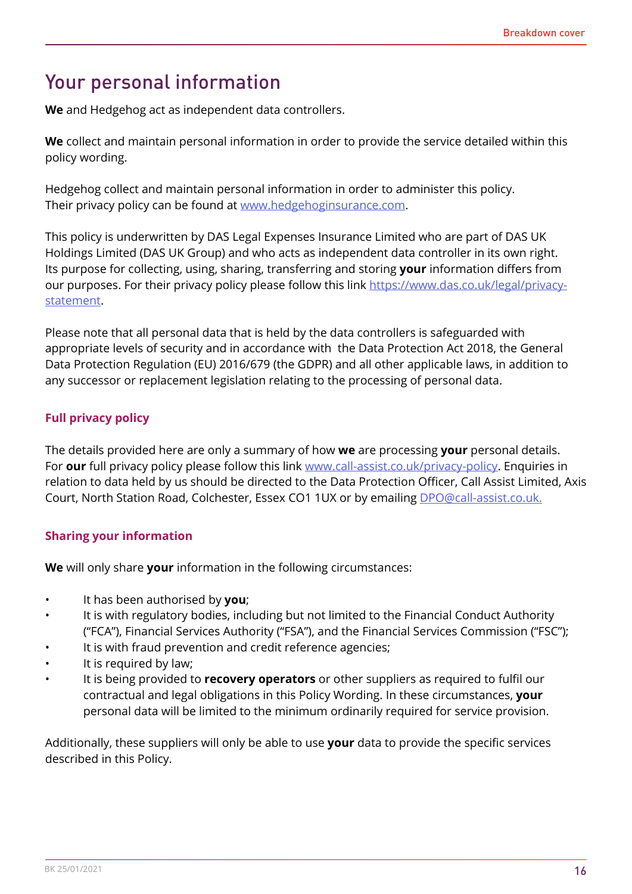# Your personal information

**We** and Hedgehog act as independent data controllers.

**We** collect and maintain personal information in order to provide the service detailed within this policy wording.

Hedgehog collect and maintain personal information in order to administer this policy. Their privacy policy can be found at www.hedgehoginsurance.com.

This policy is underwritten by DAS Legal Expenses Insurance Limited who are part of DAS UK Holdings Limited (DAS UK Group) and who acts as independent data controller in its own right. Its purpose for collecting, using, sharing, transferring and storing **your** information differs from our purposes. For their privacy policy please follow this link https://www.das.co.uk/legal/privacy-statement.

Please note that all personal data that is held by the data controllers is safeguarded with appropriate levels of security and in accordance with the Data Protection Act 2018, the General Data Protection Regulation (EU) 2016/679 (the GDPR) and all other applicable laws, in addition to any successor or replacement legislation relating to the processing of personal data.

### Full privacy policy

The details provided here are only a summary of how **we** are processing **your** personal details. For **our** full privacy policy please follow this link www.call-assist.co.uk/privacy-policy. Enquiries in relation to data held by us should be directed to the Data Protection Officer, Call Assist Limited, Axis Court, North Station Road, Colchester, Essex CO1 1UX or by emailing DPO@call-assist.co.uk.

### Sharing your information

**We** will only share **your** information in the following circumstances:

- It has been authorised by **you**;
- It is with regulatory bodies, including but not limited to the Financial Conduct Authority ("FCA"), Financial Services Authority ("FSA"), and the Financial Services Commission ("FSC");
- It is with fraud prevention and credit reference agencies;
- It is required by law;
- It is being provided to **recovery operators** or other suppliers as required to fulfil our contractual and legal obligations in this Policy Wording. In these circumstances, **your** personal data will be limited to the minimum ordinarily required for service provision.

Additionally, these suppliers will only be able to use **your** data to provide the specific services described in this Policy.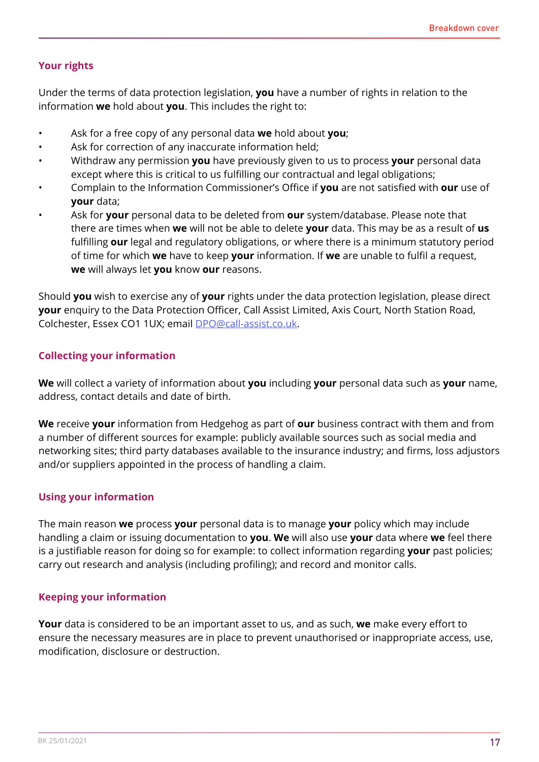## Your rights

Under the terms of data protection legislation, **you** have a number of rights in relation to the information **we** hold about **you**. This includes the right to:

- Ask for a free copy of any personal data **we** hold about **you**;
- Ask for correction of any inaccurate information held;
- Withdraw any permission **you** have previously given to us to process **your** personal data except where this is critical to us fulfilling our contractual and legal obligations;
- Complain to the Information Commissioner's Office if **you** are not satisfied with **our** use of **your** data;
- Ask for **your** personal data to be deleted from **our** system/database. Please note that there are times when **we** will not be able to delete **your** data. This may be as a result of **us** fulfilling **our** legal and regulatory obligations, or where there is a minimum statutory period of time for which **we** have to keep **your** information. If **we** are unable to fulfil a request, **we** will always let **you** know **our** reasons.

Should **you** wish to exercise any of **your** rights under the data protection legislation, please direct **your** enquiry to the Data Protection Officer, Call Assist Limited, Axis Court, North Station Road, Colchester, Essex CO1 1UX; email DPO@call-assist.co.uk.

## Collecting your information

**We** will collect a variety of information about **you** including **your** personal data such as **your** name, address, contact details and date of birth.

**We** receive **your** information from Hedgehog as part of **our** business contract with them and from a number of different sources for example: publicly available sources such as social media and networking sites; third party databases available to the insurance industry; and firms, loss adjustors and/or suppliers appointed in the process of handling a claim.

## Using your information

The main reason **we** process **your** personal data is to manage **your** policy which may include handling a claim or issuing documentation to **you**. **We** will also use **your** data where **we** feel there is a justifiable reason for doing so for example: to collect information regarding **your** past policies; carry out research and analysis (including profiling); and record and monitor calls.

## Keeping your information

**Your** data is considered to be an important asset to us, and as such, **we** make every effort to ensure the necessary measures are in place to prevent unauthorised or inappropriate access, use, modification, disclosure or destruction.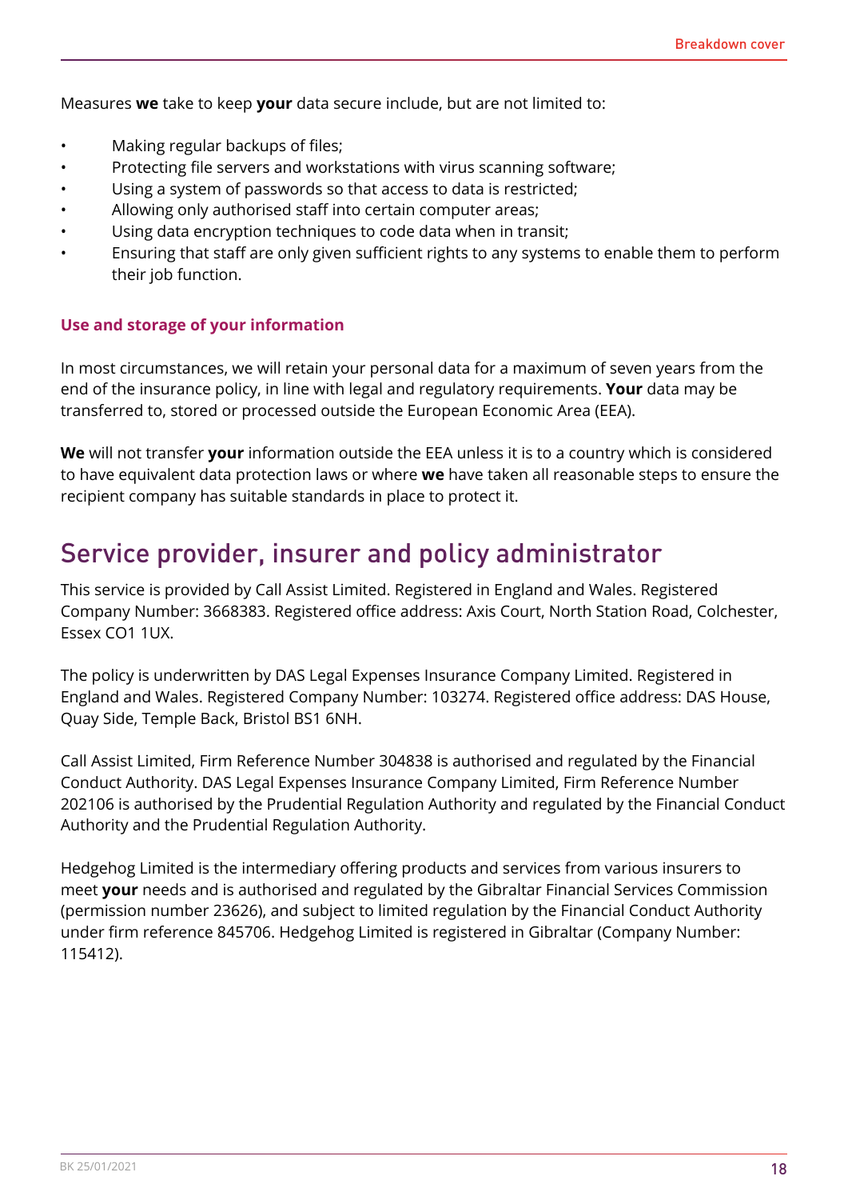Measures **we** take to keep **your** data secure include, but are not limited to:

- Making regular backups of files;
- Protecting file servers and workstations with virus scanning software;
- Using a system of passwords so that access to data is restricted;
- Allowing only authorised staff into certain computer areas;
- Using data encryption techniques to code data when in transit;
- Ensuring that staff are only given sufficient rights to any systems to enable them to perform their job function.

### Use and storage of your information

In most circumstances, we will retain your personal data for a maximum of seven years from the end of the insurance policy, in line with legal and regulatory requirements. **Your** data may be transferred to, stored or processed outside the European Economic Area (EEA).

**We** will not transfer **your** information outside the EEA unless it is to a country which is considered to have equivalent data protection laws or where **we** have taken all reasonable steps to ensure the recipient company has suitable standards in place to protect it.

## Service provider, insurer and policy administrator

This service is provided by Call Assist Limited. Registered in England and Wales. Registered Company Number: 3668383. Registered office address: Axis Court, North Station Road, Colchester, Essex CO1 1UX.

The policy is underwritten by DAS Legal Expenses Insurance Company Limited. Registered in England and Wales. Registered Company Number: 103274. Registered office address: DAS House, Quay Side, Temple Back, Bristol BS1 6NH.

Call Assist Limited, Firm Reference Number 304838 is authorised and regulated by the Financial Conduct Authority. DAS Legal Expenses Insurance Company Limited, Firm Reference Number 202106 is authorised by the Prudential Regulation Authority and regulated by the Financial Conduct Authority and the Prudential Regulation Authority.

Hedgehog Limited is the intermediary offering products and services from various insurers to meet **your** needs and is authorised and regulated by the Gibraltar Financial Services Commission (permission number 23626), and subject to limited regulation by the Financial Conduct Authority under firm reference 845706. Hedgehog Limited is registered in Gibraltar (Company Number: 115412).

BK 25/01/2021